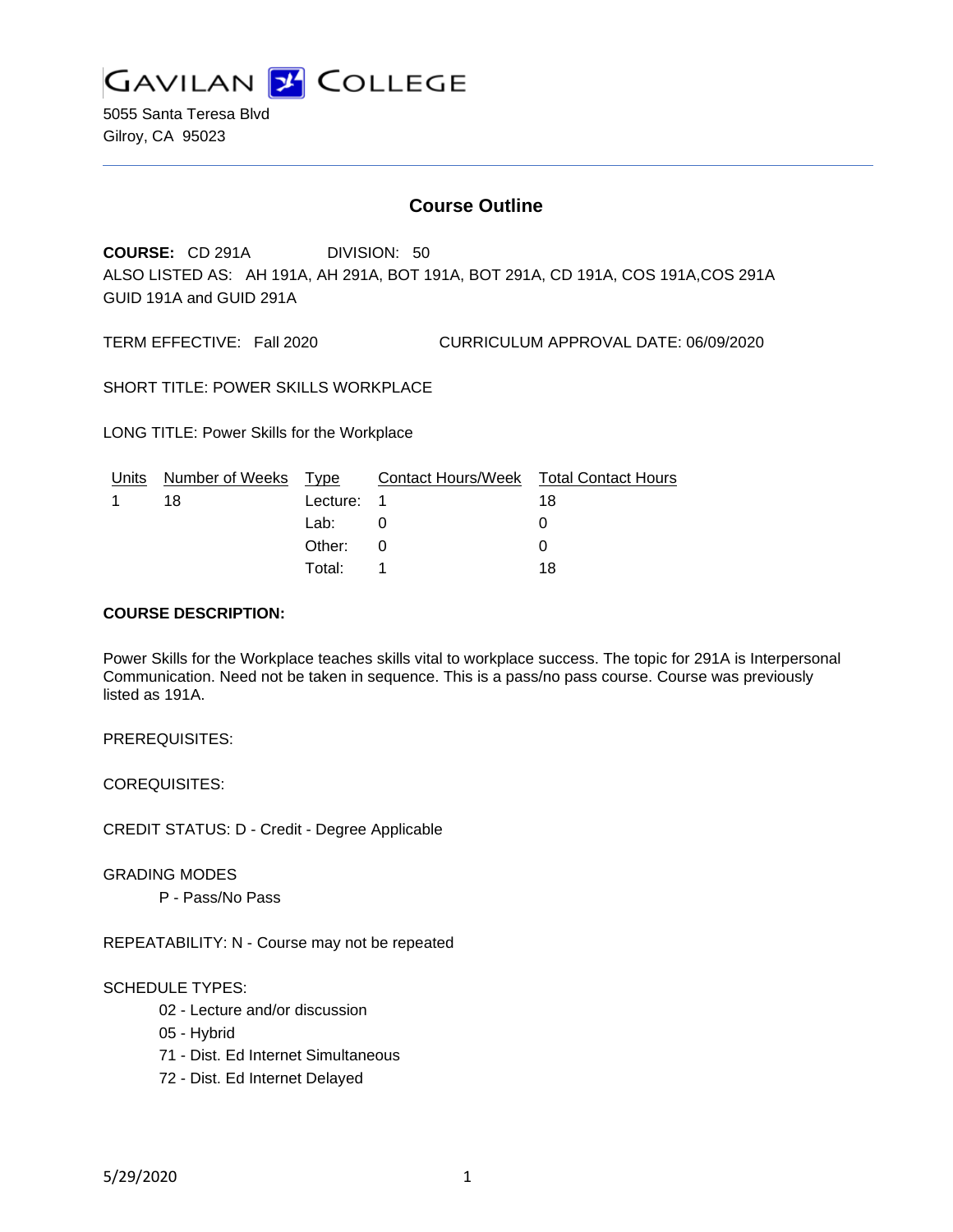# GAVILAN COLLEGE

5055 Santa Teresa Blvd
Gilroy, CA 95023

## Course Outline

**COURSE:** CD 291A DIVISION: 50

ALSO LISTED AS: AH 191A, AH 291A, BOT 191A, BOT 291A, CD 191A, COS 191A,COS 291A GUID 191A and GUID 291A

TERM EFFECTIVE: Fall 2020 CURRICULUM APPROVAL DATE: 06/09/2020

SHORT TITLE: POWER SKILLS WORKPLACE

LONG TITLE: Power Skills for the Workplace

| Units | Number of Weeks | Type | Contact Hours/Week | Total Contact Hours |
|---|---|---|---|---|
| 1 | 18 | Lecture: | 1 | 18 |
| | | Lab: | 0 | 0 |
| | | Other: | 0 | 0 |
| | | Total: | 1 | 18 |

**COURSE DESCRIPTION:**

Power Skills for the Workplace teaches skills vital to workplace success. The topic for 291A is Interpersonal Communication. Need not be taken in sequence. This is a pass/no pass course. Course was previously listed as 191A.

PREREQUISITES:

COREQUISITES:

CREDIT STATUS: D - Credit - Degree Applicable

GRADING MODES

- P - Pass/No Pass

REPEATABILITY: N - Course may not be repeated

SCHEDULE TYPES:

- 02 - Lecture and/or discussion
- 05 - Hybrid
- 71 - Dist. Ed Internet Simultaneous
- 72 - Dist. Ed Internet Delayed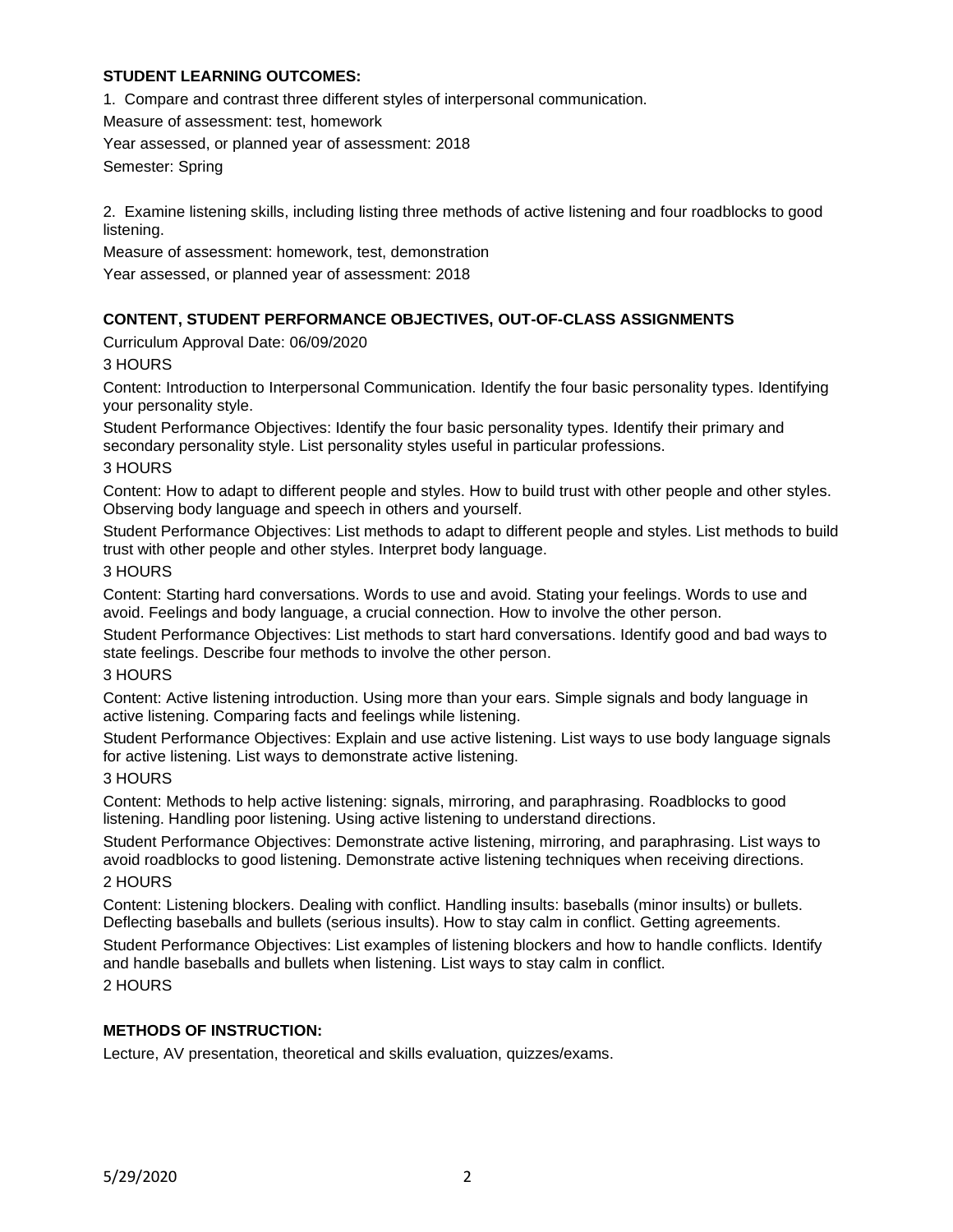**STUDENT LEARNING OUTCOMES:**

1. Compare and contrast three different styles of interpersonal communication.

Measure of assessment: test, homework

Year assessed, or planned year of assessment: 2018

Semester: Spring

2. Examine listening skills, including listing three methods of active listening and four roadblocks to good listening.

Measure of assessment: homework, test, demonstration

Year assessed, or planned year of assessment: 2018

**CONTENT, STUDENT PERFORMANCE OBJECTIVES, OUT-OF-CLASS ASSIGNMENTS**

Curriculum Approval Date: 06/09/2020

3 HOURS

Content: Introduction to Interpersonal Communication. Identify the four basic personality types. Identifying your personality style.

Student Performance Objectives: Identify the four basic personality types. Identify their primary and secondary personality style. List personality styles useful in particular professions.

3 HOURS

Content: How to adapt to different people and styles. How to build trust with other people and other styles. Observing body language and speech in others and yourself.

Student Performance Objectives: List methods to adapt to different people and styles. List methods to build trust with other people and other styles. Interpret body language.

3 HOURS

Content: Starting hard conversations. Words to use and avoid. Stating your feelings. Words to use and avoid. Feelings and body language, a crucial connection. How to involve the other person.

Student Performance Objectives: List methods to start hard conversations. Identify good and bad ways to state feelings. Describe four methods to involve the other person.

3 HOURS

Content: Active listening introduction. Using more than your ears. Simple signals and body language in active listening. Comparing facts and feelings while listening.

Student Performance Objectives: Explain and use active listening. List ways to use body language signals for active listening. List ways to demonstrate active listening.

3 HOURS

Content: Methods to help active listening: signals, mirroring, and paraphrasing. Roadblocks to good listening. Handling poor listening. Using active listening to understand directions.

Student Performance Objectives: Demonstrate active listening, mirroring, and paraphrasing. List ways to avoid roadblocks to good listening. Demonstrate active listening techniques when receiving directions.

2 HOURS

Content: Listening blockers. Dealing with conflict. Handling insults: baseballs (minor insults) or bullets. Deflecting baseballs and bullets (serious insults). How to stay calm in conflict. Getting agreements.

Student Performance Objectives: List examples of listening blockers and how to handle conflicts. Identify and handle baseballs and bullets when listening. List ways to stay calm in conflict.

2 HOURS

**METHODS OF INSTRUCTION:**

Lecture, AV presentation, theoretical and skills evaluation, quizzes/exams.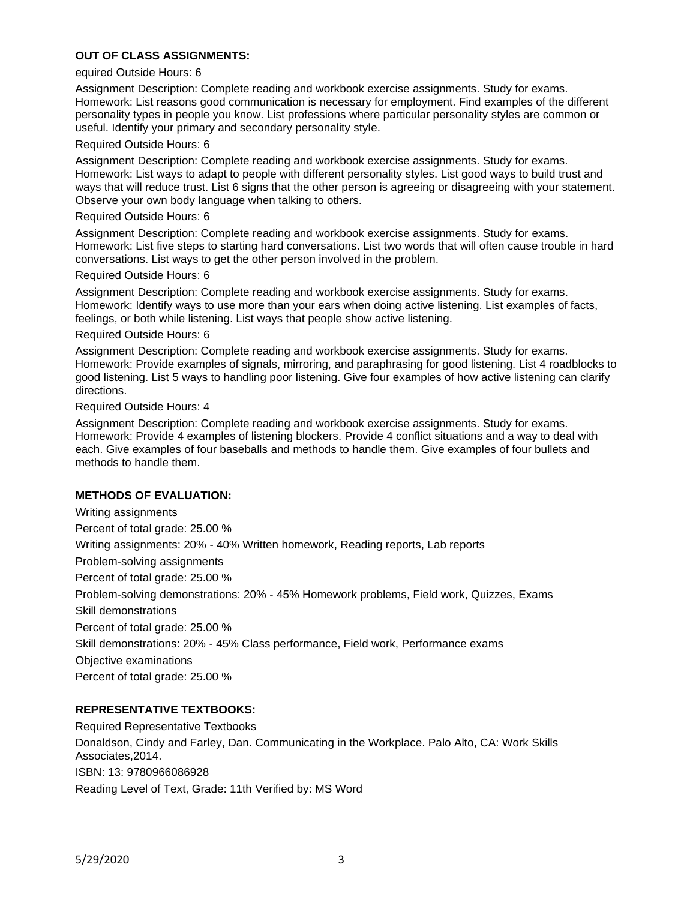**OUT OF CLASS ASSIGNMENTS:**

equired Outside Hours: 6

Assignment Description: Complete reading and workbook exercise assignments. Study for exams. Homework: List reasons good communication is necessary for employment. Find examples of the different personality types in people you know. List professions where particular personality styles are common or useful. Identify your primary and secondary personality style.

Required Outside Hours: 6

Assignment Description: Complete reading and workbook exercise assignments. Study for exams. Homework: List ways to adapt to people with different personality styles. List good ways to build trust and ways that will reduce trust. List 6 signs that the other person is agreeing or disagreeing with your statement. Observe your own body language when talking to others.

Required Outside Hours: 6

Assignment Description: Complete reading and workbook exercise assignments. Study for exams. Homework: List five steps to starting hard conversations. List two words that will often cause trouble in hard conversations. List ways to get the other person involved in the problem.

Required Outside Hours: 6

Assignment Description: Complete reading and workbook exercise assignments. Study for exams. Homework: Identify ways to use more than your ears when doing active listening. List examples of facts, feelings, or both while listening. List ways that people show active listening.

Required Outside Hours: 6

Assignment Description: Complete reading and workbook exercise assignments. Study for exams. Homework: Provide examples of signals, mirroring, and paraphrasing for good listening. List 4 roadblocks to good listening. List 5 ways to handling poor listening. Give four examples of how active listening can clarify directions.

Required Outside Hours: 4

Assignment Description: Complete reading and workbook exercise assignments. Study for exams. Homework: Provide 4 examples of listening blockers. Provide 4 conflict situations and a way to deal with each. Give examples of four baseballs and methods to handle them. Give examples of four bullets and methods to handle them.

**METHODS OF EVALUATION:**

Writing assignments

Percent of total grade: 25.00 %

Writing assignments: 20% - 40% Written homework, Reading reports, Lab reports

Problem-solving assignments

Percent of total grade: 25.00 %

Problem-solving demonstrations: 20% - 45% Homework problems, Field work, Quizzes, Exams

Skill demonstrations

Percent of total grade: 25.00 %

Skill demonstrations: 20% - 45% Class performance, Field work, Performance exams

Objective examinations

Percent of total grade: 25.00 %

**REPRESENTATIVE TEXTBOOKS:**

Required Representative Textbooks

Donaldson, Cindy and Farley, Dan. Communicating in the Workplace. Palo Alto, CA: Work Skills Associates,2014.

ISBN: 13: 9780966086928

Reading Level of Text, Grade: 11th Verified by: MS Word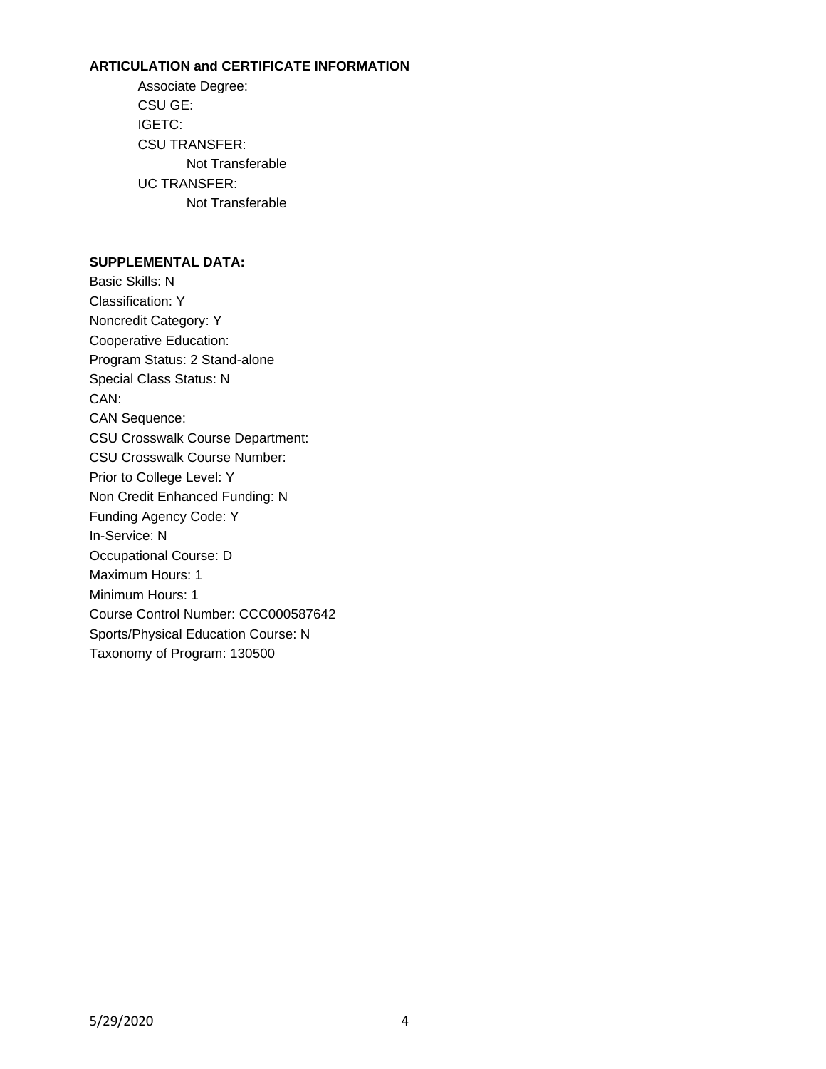**ARTICULATION and CERTIFICATE INFORMATION**

Associate Degree:
CSU GE:
IGETC:
CSU TRANSFER:
Not Transferable
UC TRANSFER:
Not Transferable

**SUPPLEMENTAL DATA:**

Basic Skills: N
Classification: Y
Noncredit Category: Y
Cooperative Education:
Program Status: 2 Stand-alone
Special Class Status: N
CAN:
CAN Sequence:
CSU Crosswalk Course Department:
CSU Crosswalk Course Number:
Prior to College Level: Y
Non Credit Enhanced Funding: N
Funding Agency Code: Y
In-Service: N
Occupational Course: D
Maximum Hours: 1
Minimum Hours: 1
Course Control Number: CCC000587642
Sports/Physical Education Course: N
Taxonomy of Program: 130500

5/29/2020